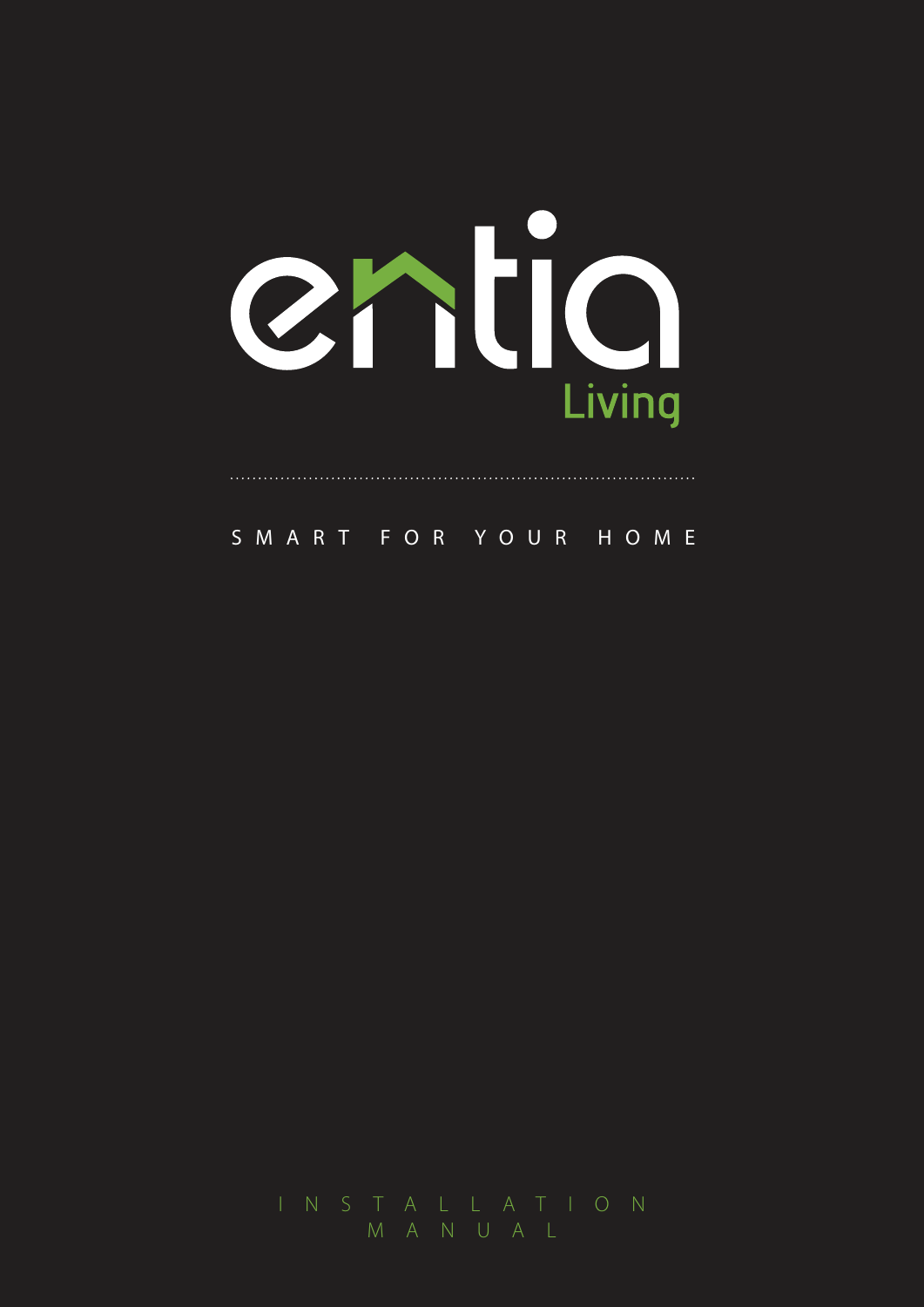# entia Living

SMART FOR YOUR HOME

INSTALLATION MANUAL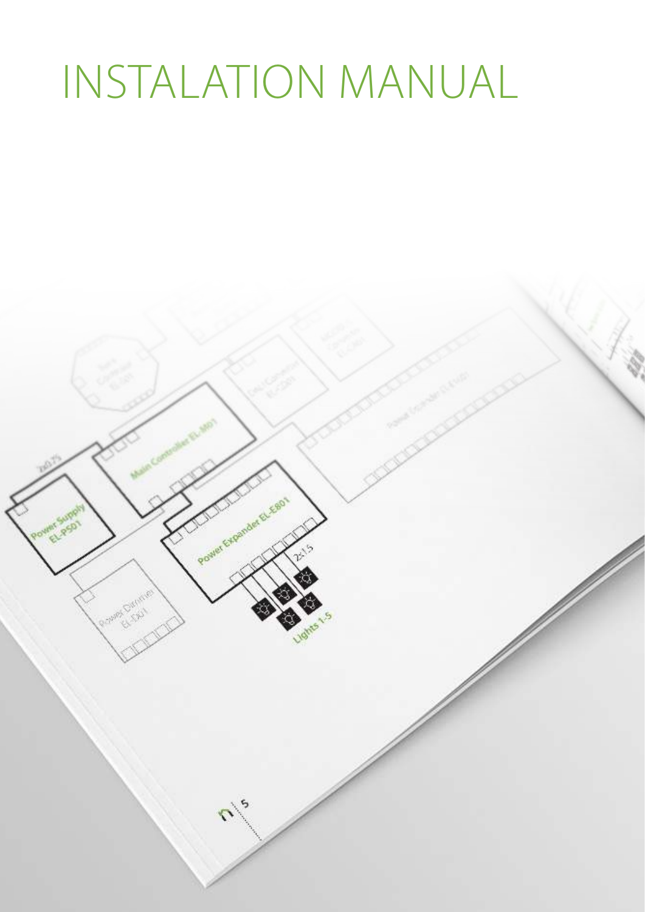# INSTALATION MANUAL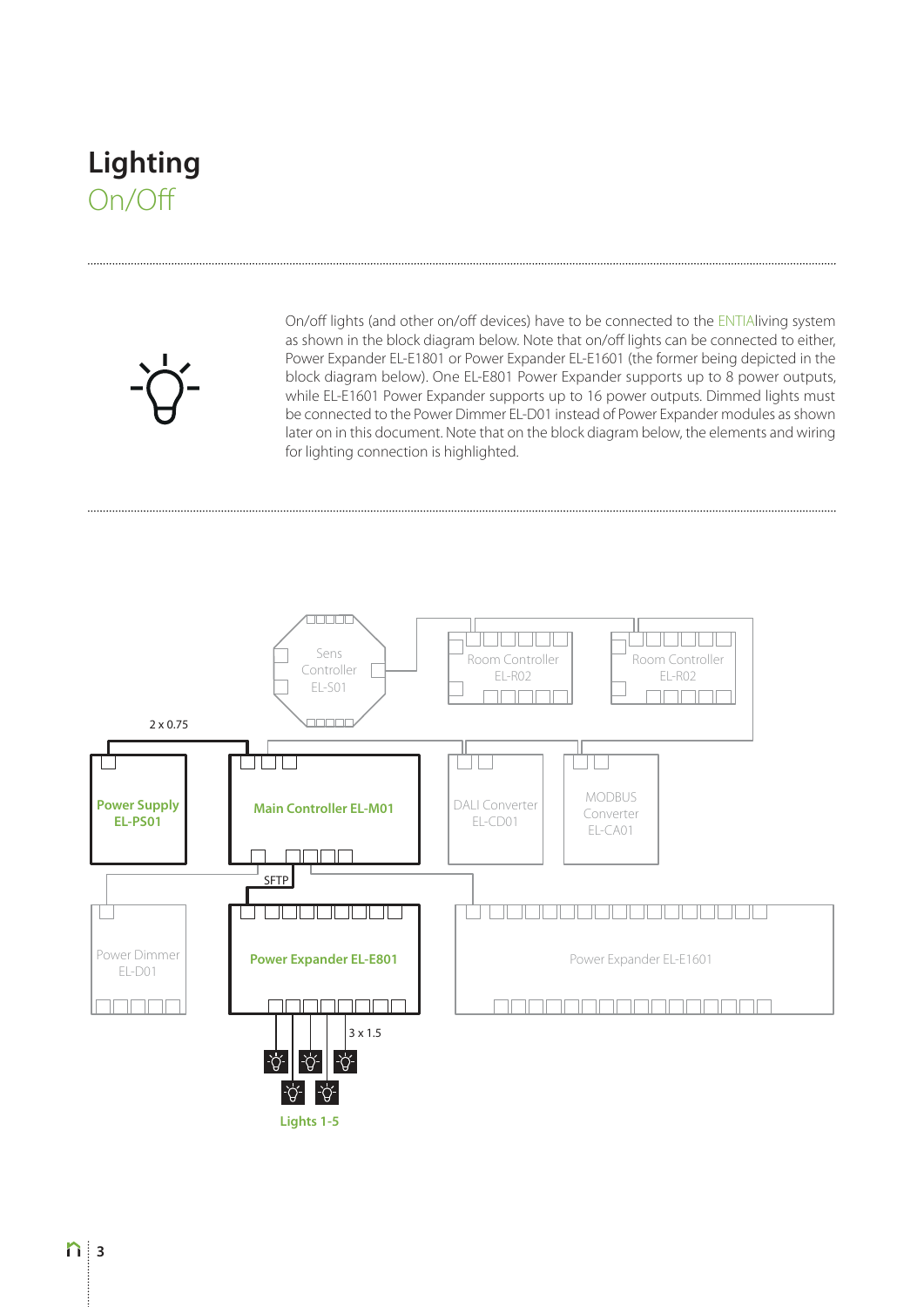# Lighting

## On/Off

On/off lights (and other on/off devices) have to be connected to the ENTIAliving system as shown in the block diagram below. Note that on/off lights can be connected to either, Power Expander EL-E1801 or Power Expander EL-E1601 (the former being depicted in the block diagram below). One EL-E801 Power Expander supports up to 8 power outputs, while EL-E1601 Power Expander supports up to 16 power outputs. Dimmed lights must be connected to the Power Dimmer EL-D01 instead of Power Expander modules as shown later on in this document. Note that on the block diagram below, the elements and wiring for lighting connection is highlighted.

Sens Controller EL-S01

Room Controller EL-R02

Room Controller EL-R02

2 x 0.75

**Power Supply EL-PS01**

**Main Controller EL-M01**

DALI Converter EL-CD01

MODBUS Converter EL-CA01

SFTP

Power Dimmer EL-D01

**Power Expander EL-E801**

Power Expander EL-E1601

3 x 1.5

**Lights 1-5**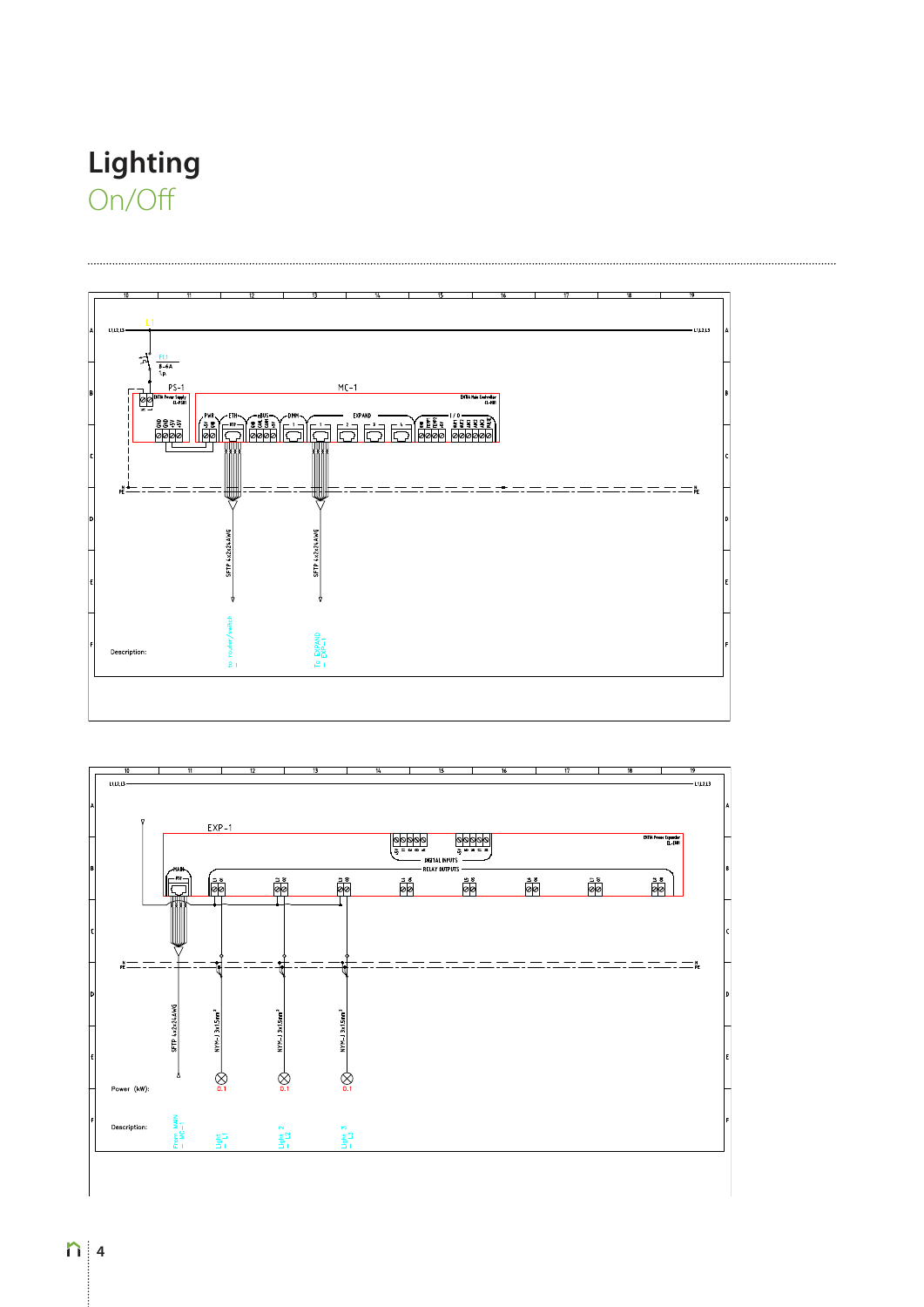# Lighting

## On/Off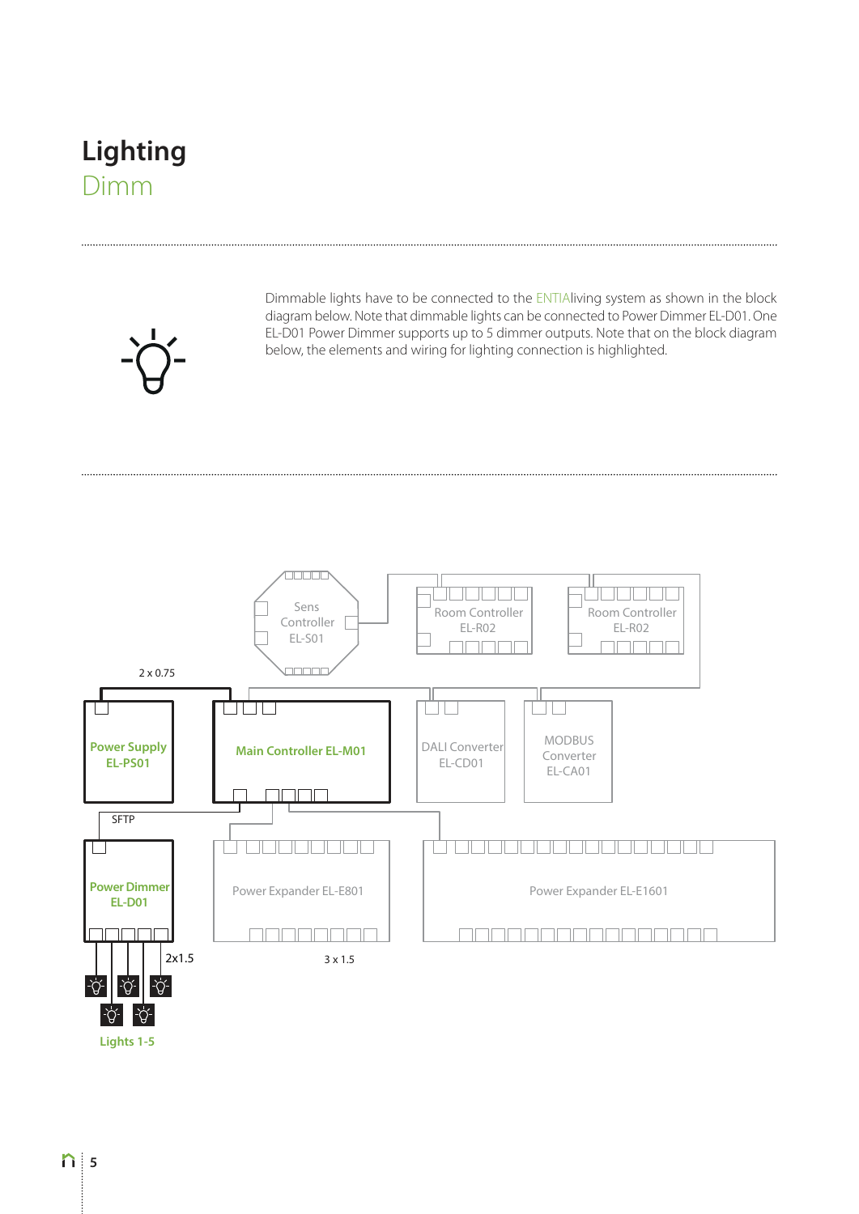# Lighting

## Dimm

Dimmable lights have to be connected to the ENTIAliving system as shown in the block diagram below. Note that dimmable lights can be connected to Power Dimmer EL-D01. One EL-D01 Power Dimmer supports up to 5 dimmer outputs. Note that on the block diagram below, the elements and wiring for lighting connection is highlighted.

Sens Controller EL-S01

Room Controller EL-R02

Room Controller EL-R02

2 x 0.75

Power Supply EL-PS01

Main Controller EL-M01

DALI Converter EL-CD01

MODBUS Converter EL-CA01

SFTP

Power Dimmer EL-D01

Power Expander EL-E801

Power Expander EL-E1601

2x1.5

3 x 1.5

Lights 1-5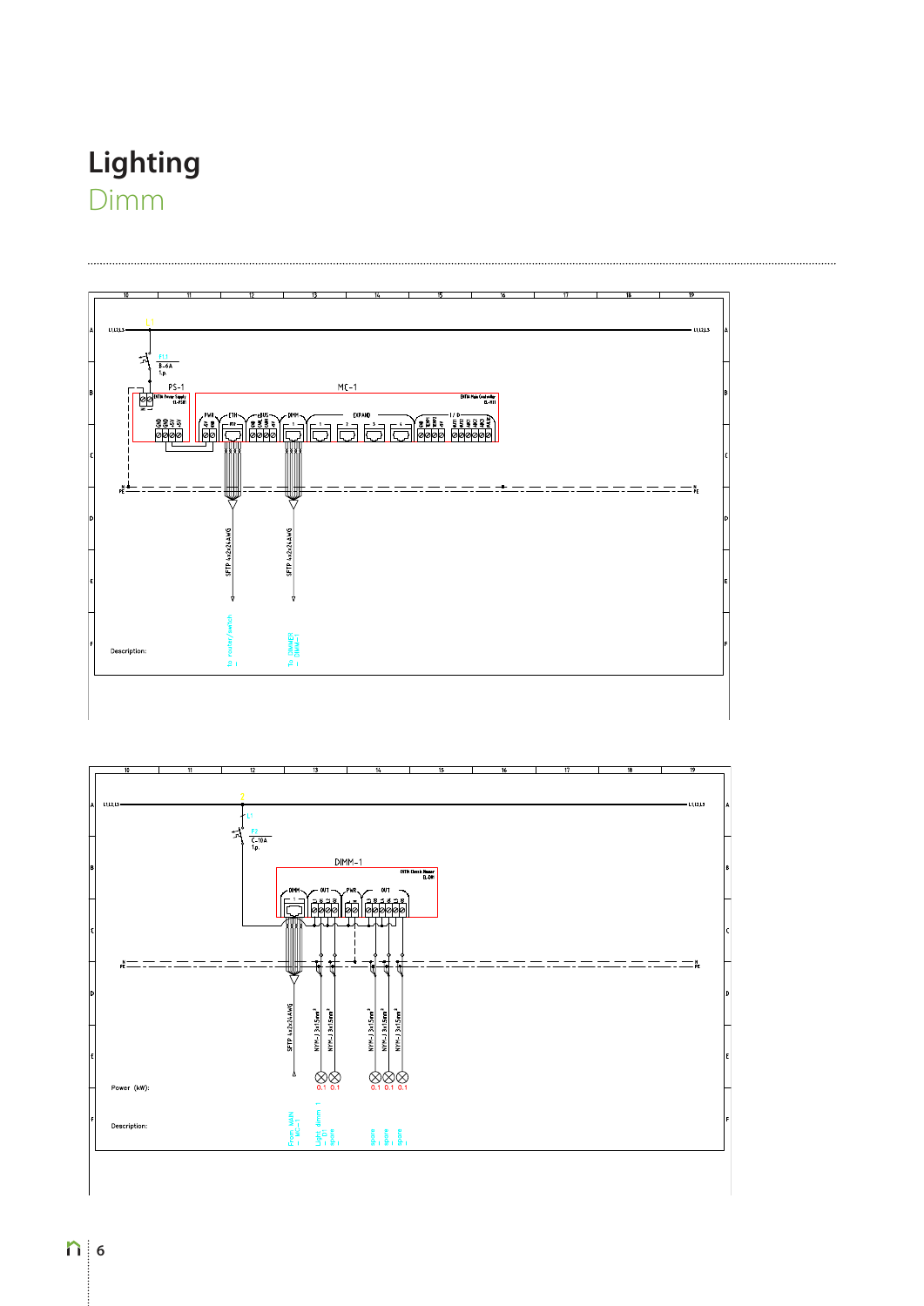# Lighting

## Dimm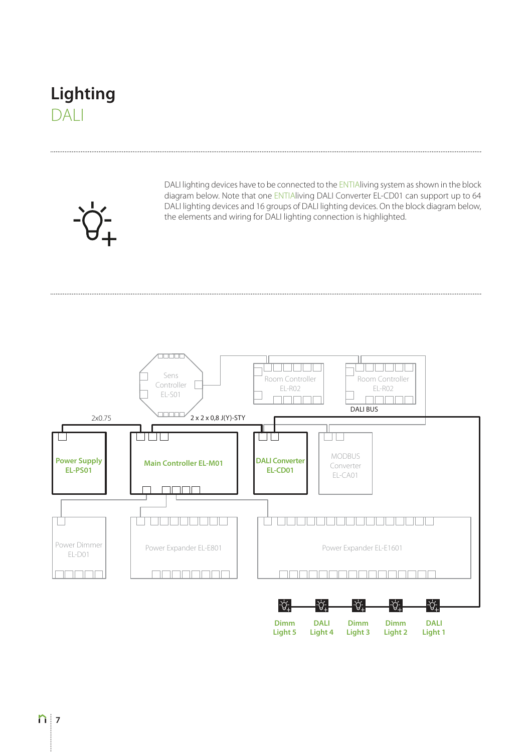# Lighting

## DALI

DALI lighting devices have to be connected to the ENTIAliving system as shown in the block diagram below. Note that one ENTIAliving DALI Converter EL-CD01 can support up to 64 DALI lighting devices and 16 groups of DALI lighting devices. On the block diagram below, the elements and wiring for DALI lighting connection is highlighted.

Sens Controller EL-S01

Room Controller EL-R02

Room Controller EL-R02

2x0.75

2 x 2 x 0,8 J(Y)-STY

DALI BUS

Power Supply EL-PS01

Main Controller EL-M01

DALI Converter EL-CD01

MODBUS Converter EL-CA01

Power Dimmer EL-D01

Power Expander EL-E801

Power Expander EL-E1601

Dimm Light 5

DALI Light 4

Dimm Light 3

Dimm Light 2

DALI Light 1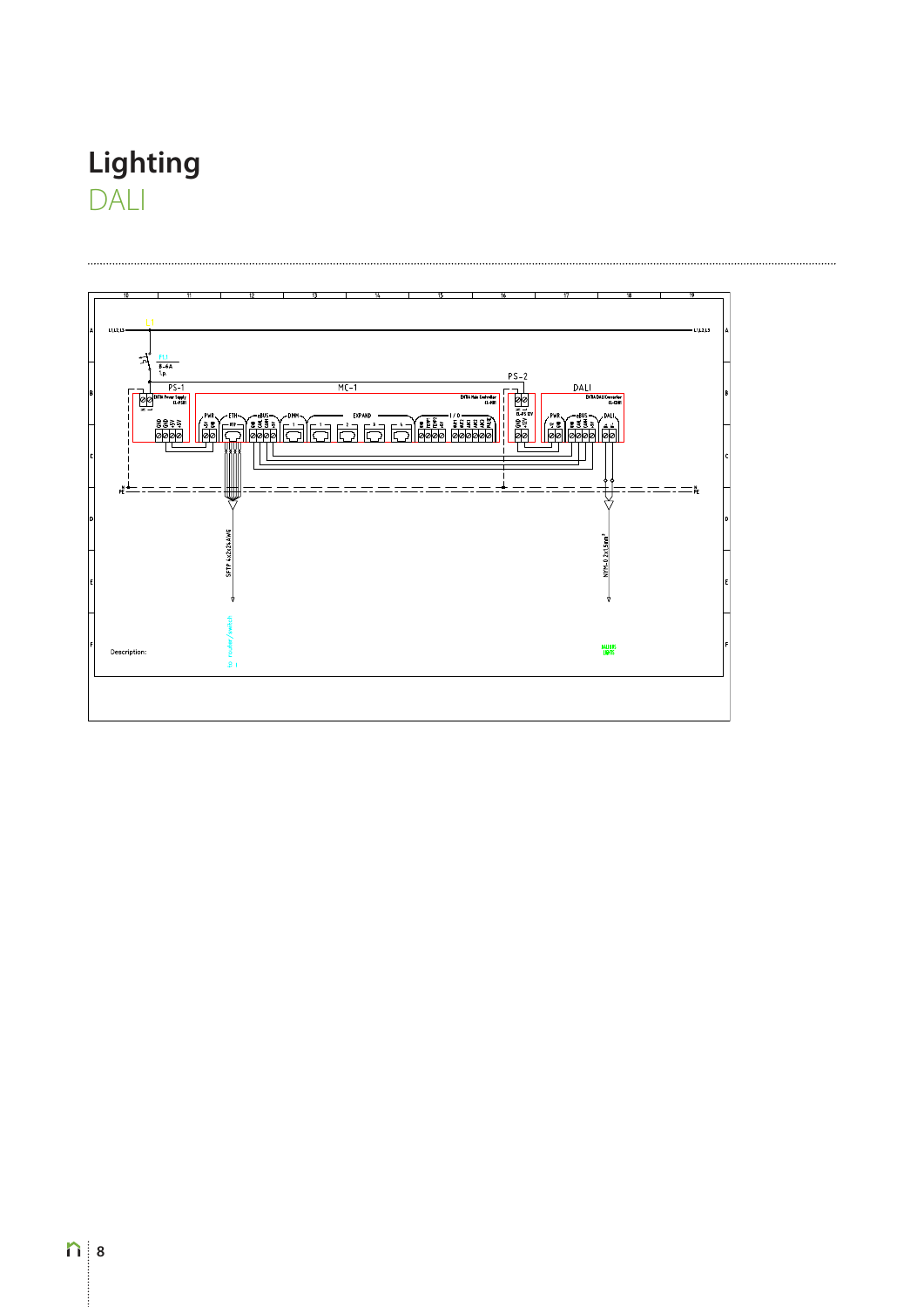# Lighting

## DALI

| 10 | 11 | 12 | 13 | 14 | 15 | 16 | 17 | 18 | 19 |
|---|---|---|---|---|---|---|---|---|---|

L1,L2,L3

F11
B-6A
1p

PS-1

MC-1

PS-2

DALI

EXTA Power Supply (1-PS01)

EXTA Main Controller (1-M01)

EXTA DALI Controller (1-DC01)

PWR ETH eBUS DMX EXPAND I/O

SFTP 4x2x24AWG

to router/switch

NYM-O 2x1,5mm²

Description: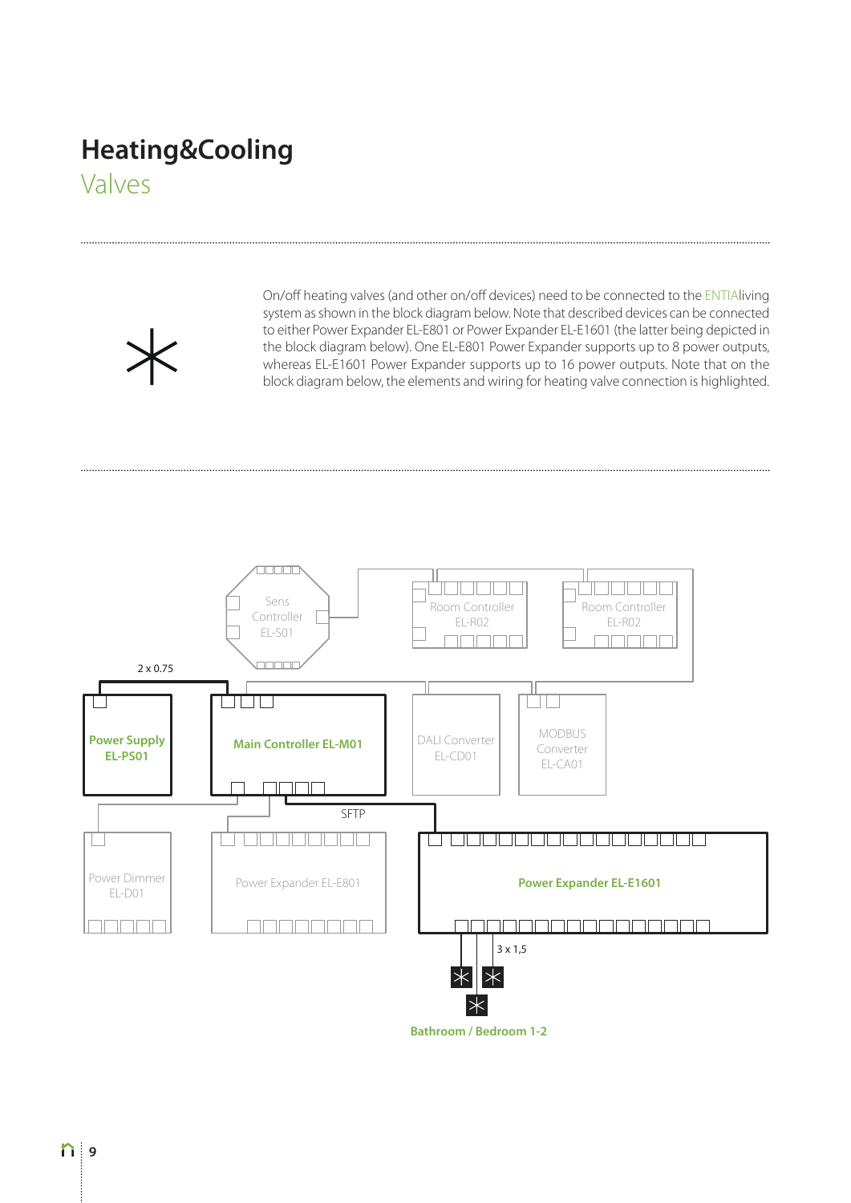# Heating&Cooling

## Valves

On/off heating valves (and other on/off devices) need to be connected to the ENTIAliving system as shown in the block diagram below. Note that described devices can be connected to either Power Expander EL-E801 or Power Expander EL-E1601 (the latter being depicted in the block diagram below). One EL-E801 Power Expander supports up to 8 power outputs, whereas EL-E1601 Power Expander supports up to 16 power outputs. Note that on the block diagram below, the elements and wiring for heating valve connection is highlighted.

Sens Controller EL-S01

Room Controller EL-R02

Room Controller EL-R02

2 x 0.75

**Power Supply EL-PS01**

**Main Controller EL-M01**

DALI Converter EL-CD01

MODBUS Converter EL-CA01

SFTP

Power Dimmer EL-D01

Power Expander EL-E801

**Power Expander EL-E1601**

3 x 1,5

**Bathroom / Bedroom 1-2**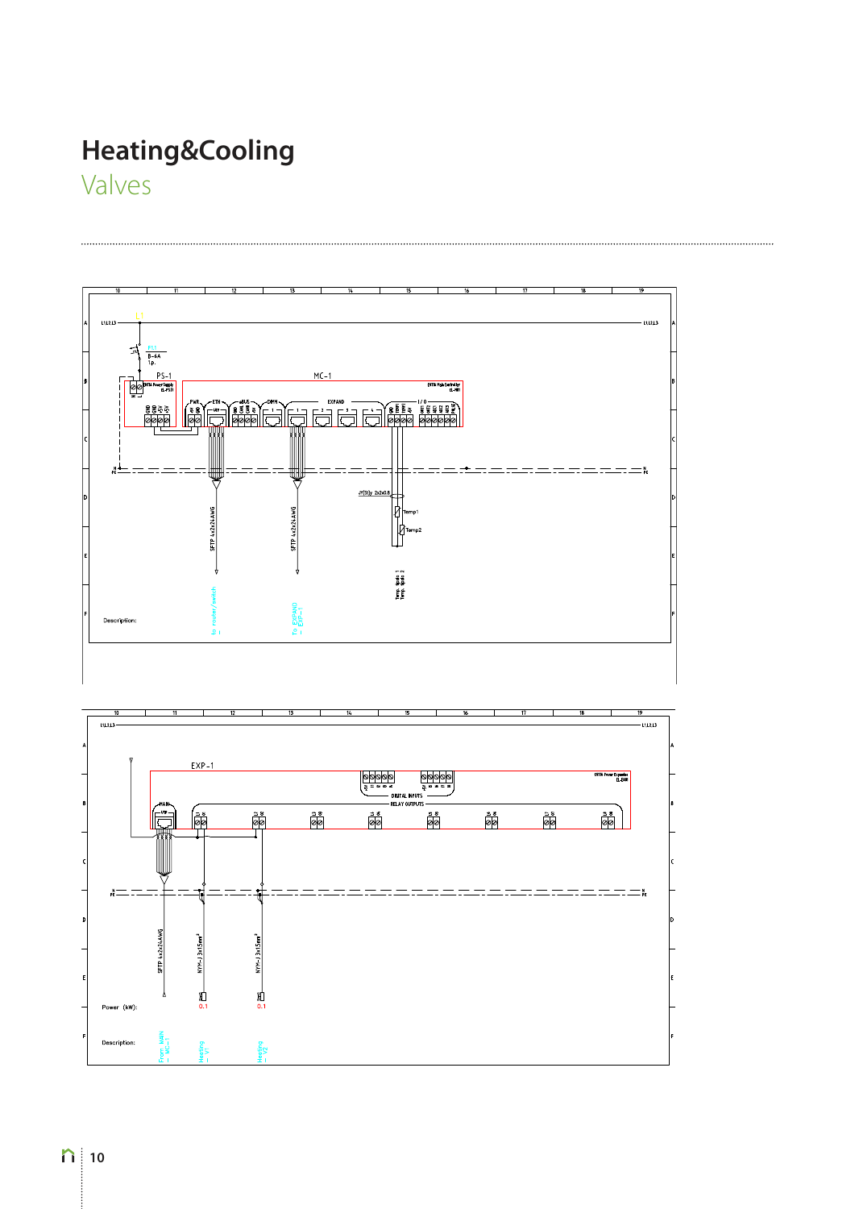# Heating&Cooling

## Valves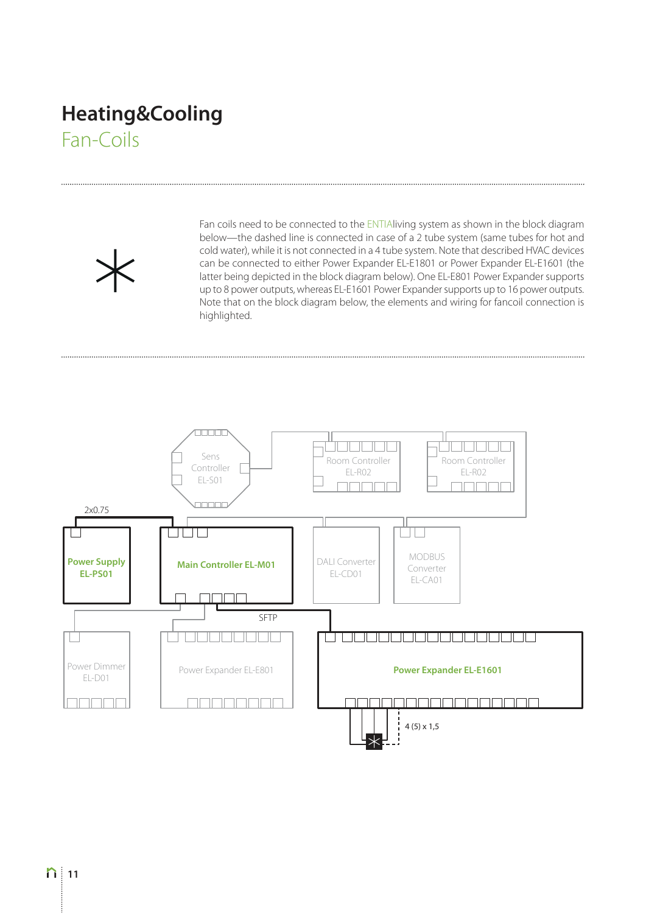# Heating&Cooling

## Fan-Coils

Fan coils need to be connected to the ENTIAliving system as shown in the block diagram below—the dashed line is connected in case of a 2 tube system (same tubes for hot and cold water), while it is not connected in a 4 tube system. Note that described HVAC devices can be connected to either Power Expander EL-E1801 or Power Expander EL-E1601 (the latter being depicted in the block diagram below). One EL-E801 Power Expander supports up to 8 power outputs, whereas EL-E1601 Power Expander supports up to 16 power outputs. Note that on the block diagram below, the elements and wiring for fancoil connection is highlighted.

Sens Controller EL-S01

Room Controller EL-R02

Room Controller EL-R02

2x0.75

Power Supply EL-PS01

Main Controller EL-M01

DALI Converter EL-CD01

MODBUS Converter EL-CA01

SFTP

Power Dimmer EL-D01

Power Expander EL-E801

Power Expander EL-E1601

4 (5) x 1,5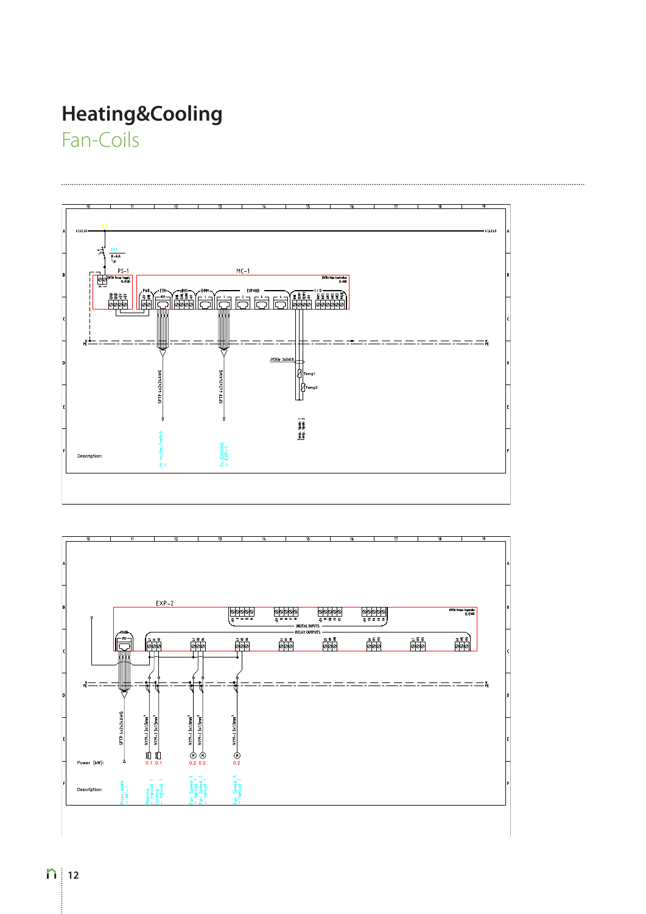# Heating&Cooling

## Fan-Coils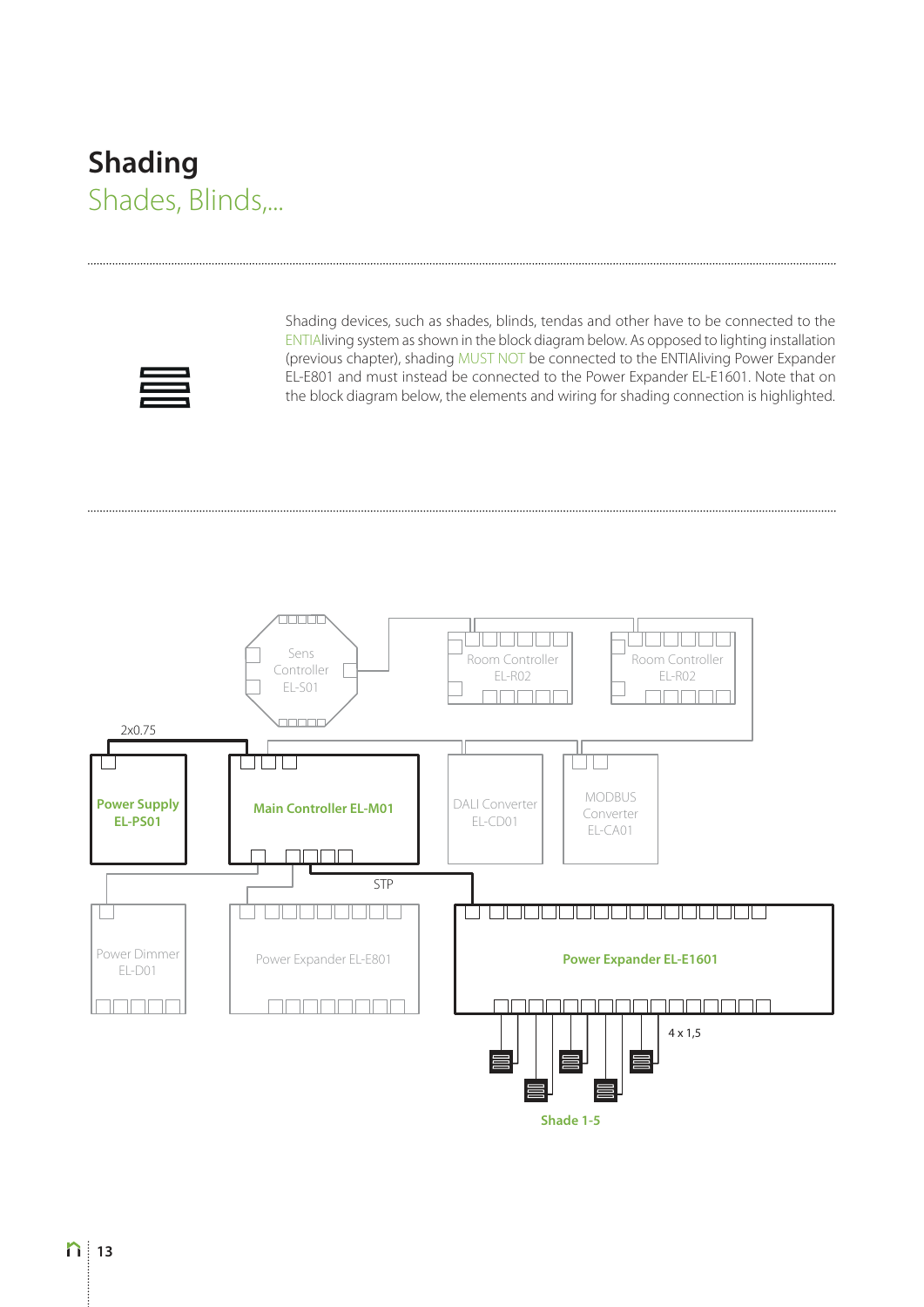# Shading

## Shades, Blinds,...

Shading devices, such as shades, blinds, tendas and other have to be connected to the ENTIAliving system as shown in the block diagram below. As opposed to lighting installation (previous chapter), shading MUST NOT be connected to the ENTIAliving Power Expander EL-E801 and must instead be connected to the Power Expander EL-E1601. Note that on the block diagram below, the elements and wiring for shading connection is highlighted.

Sens Controller EL-S01

Room Controller EL-R02

Room Controller EL-R02

2x0.75

Power Supply EL-PS01

Main Controller EL-M01

DALI Converter EL-CD01

MODBUS Converter EL-CA01

STP

Power Dimmer EL-D01

Power Expander EL-E801

Power Expander EL-E1601

4 x 1,5

Shade 1-5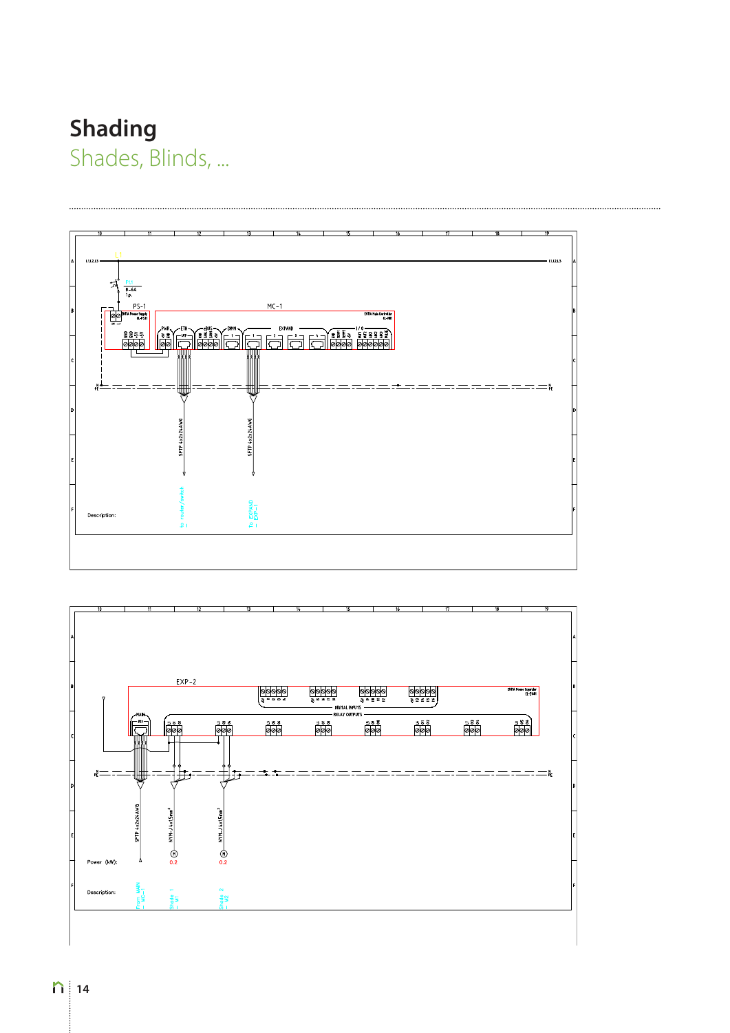# Shading

## Shades, Blinds, ...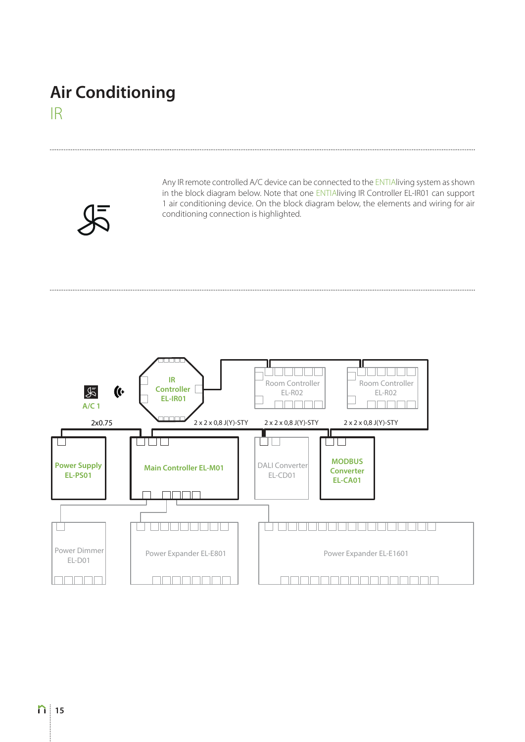# Air Conditioning

## IR

Any IR remote controlled A/C device can be connected to the ENTIAliving system as shown in the block diagram below. Note that one ENTIAliving IR Controller EL-IR01 can support 1 air conditioning device. On the block diagram below, the elements and wiring for air conditioning connection is highlighted.

A/C 1

IR Controller EL-IR01

Room Controller EL-R02

Room Controller EL-R02

2x0.75

2 x 2 x 0,8 J(Y)-STY

2 x 2 x 0,8 J(Y)-STY

2 x 2 x 0,8 J(Y)-STY

Power Supply EL-PS01

Main Controller EL-M01

DALI Converter EL-CD01

MODBUS Converter EL-CA01

Power Dimmer EL-D01

Power Expander EL-E801

Power Expander EL-E1601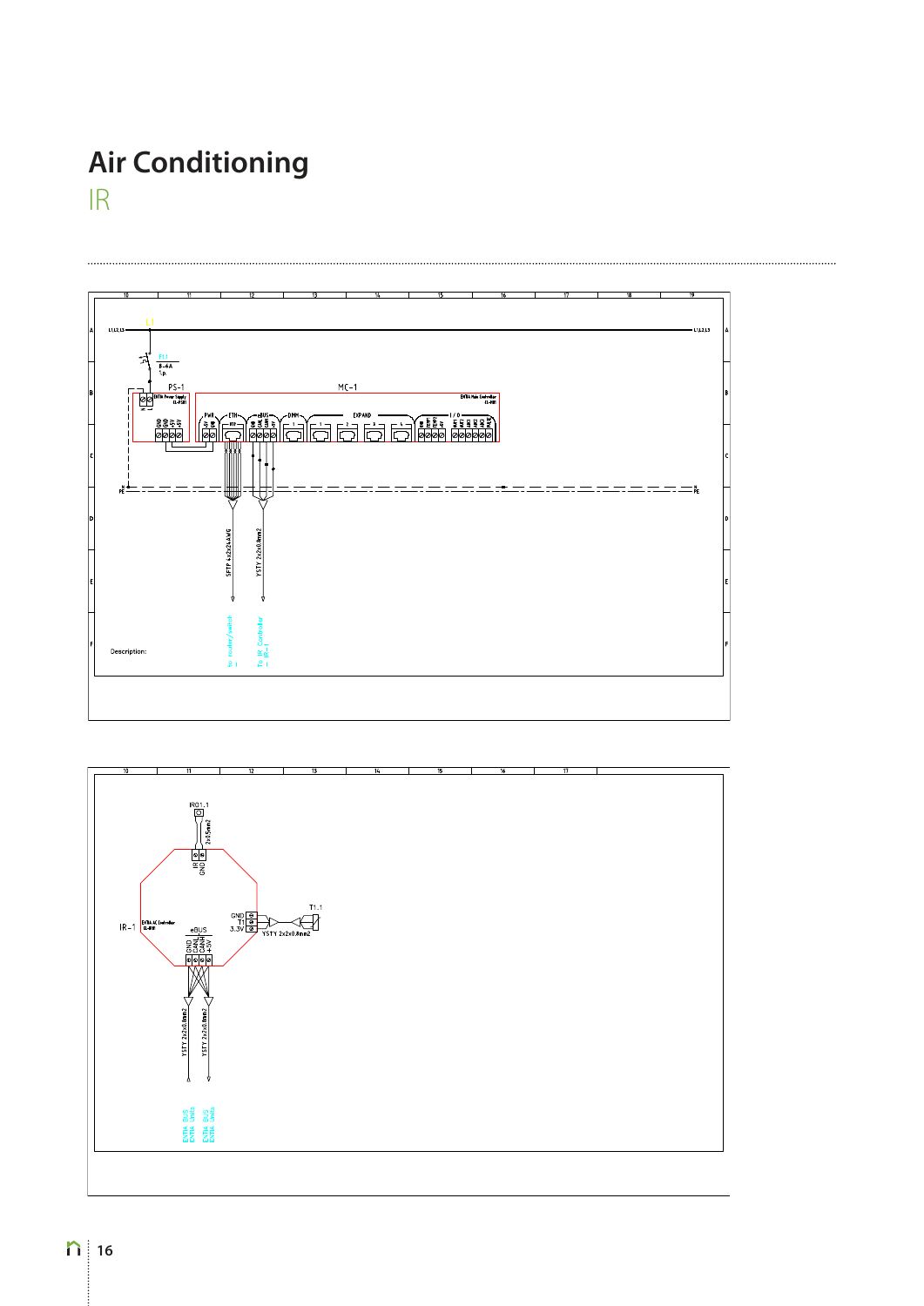# Air Conditioning

## IR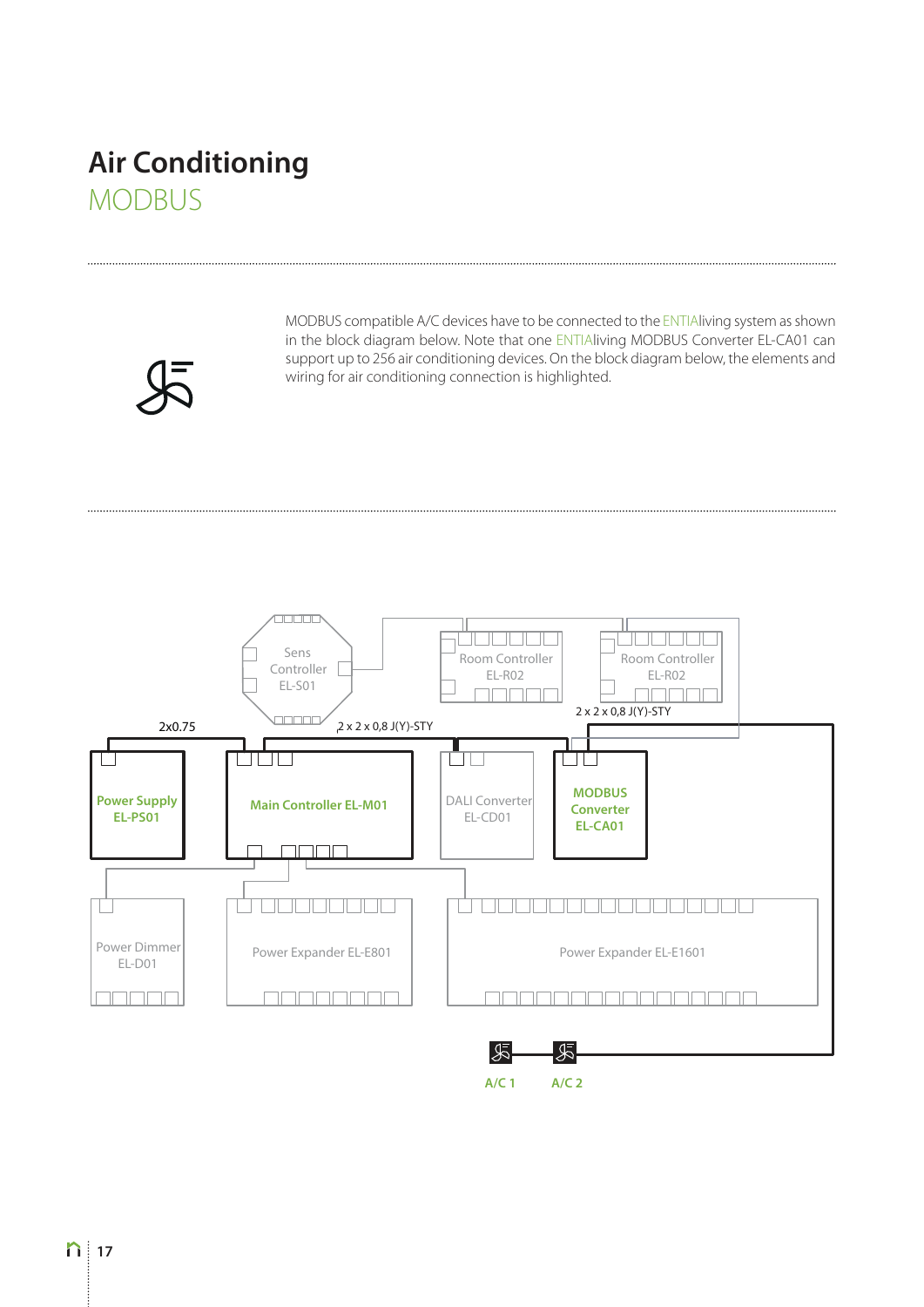# Air Conditioning

## MODBUS

MODBUS compatible A/C devices have to be connected to the ENTIAliving system as shown in the block diagram below. Note that one ENTIAliving MODBUS Converter EL-CA01 can support up to 256 air conditioning devices. On the block diagram below, the elements and wiring for air conditioning connection is highlighted.

Sens Controller EL-S01

Room Controller EL-R02

Room Controller EL-R02

2x0.75

2 x 2 x 0,8 J(Y)-STY

2 x 2 x 0,8 J(Y)-STY

**Power Supply EL-PS01**

**Main Controller EL-M01**

DALI Converter EL-CD01

**MODBUS Converter EL-CA01**

Power Dimmer EL-D01

Power Expander EL-E801

Power Expander EL-E1601

**A/C 1**

**A/C 2**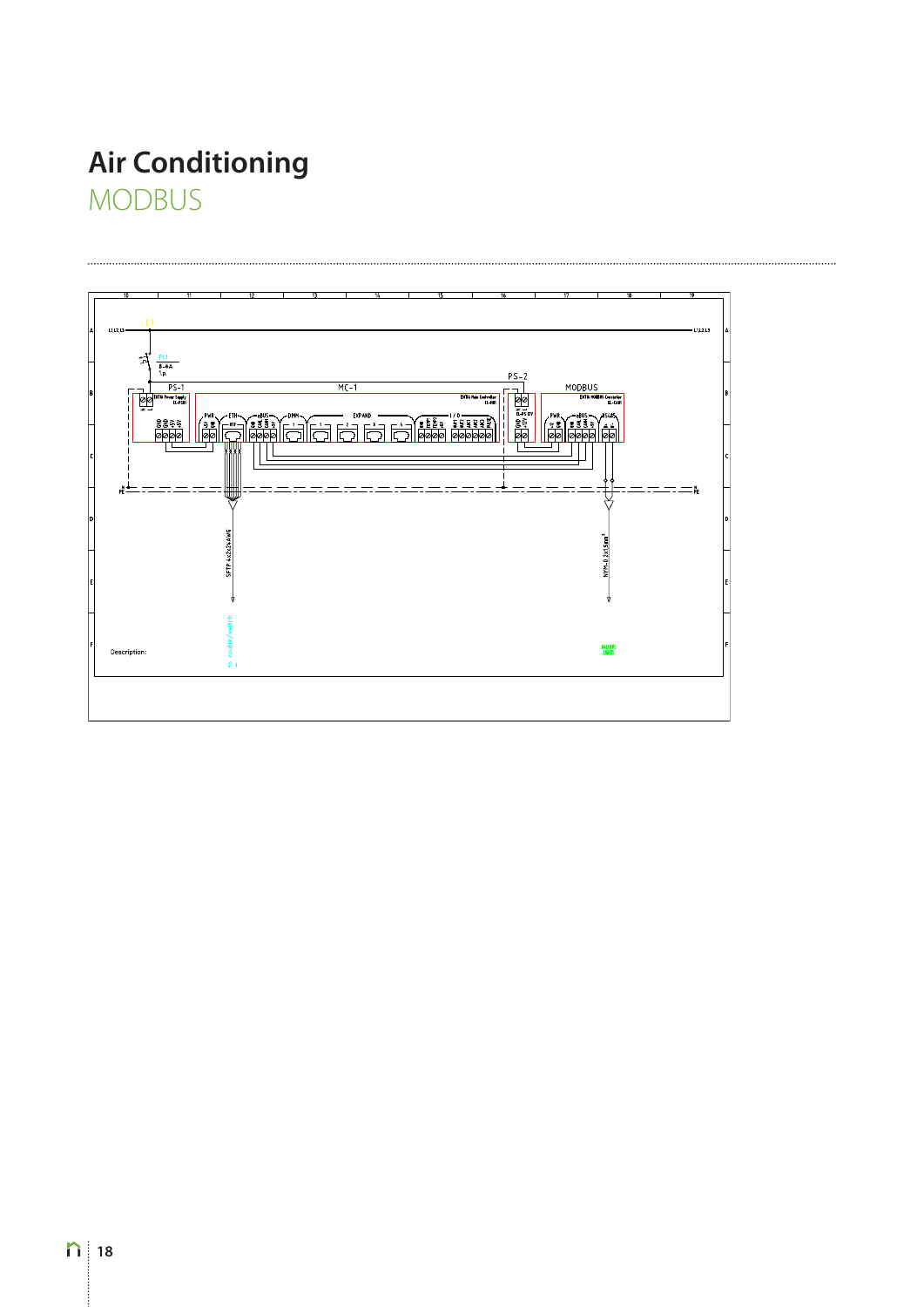# Air Conditioning

## MODBUS

L1,L2,L3

L1

F11
B-6A
1p

PS-1

MC-1

PS-2

MODBUS

N
PE

SFTP 4x2x24AWG

NYM-O 2x1.5mm²

to router/switch

Description: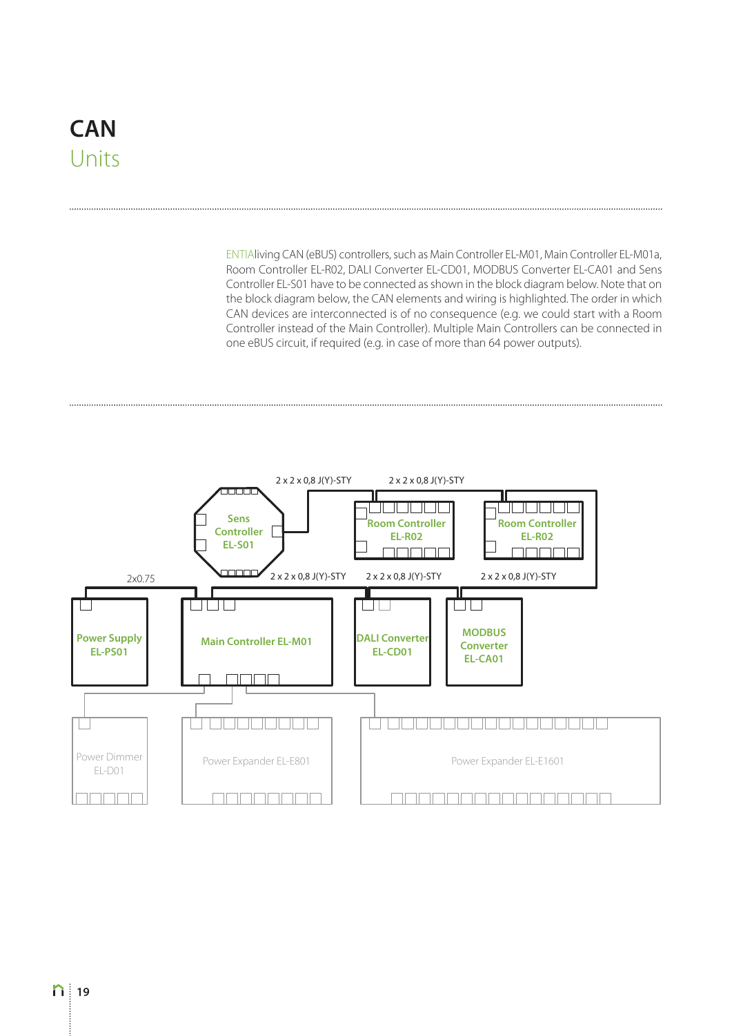# CAN

## Units

ENTIAliving CAN (eBUS) controllers, such as Main Controller EL-M01, Main Controller EL-M01a, Room Controller EL-R02, DALI Converter EL-CD01, MODBUS Converter EL-CA01 and Sens Controller EL-S01 have to be connected as shown in the block diagram below. Note that on the block diagram below, the CAN elements and wiring is highlighted. The order in which CAN devices are interconnected is of no consequence (e.g. we could start with a Room Controller instead of the Main Controller). Multiple Main Controllers can be connected in one eBUS circuit, if required (e.g. in case of more than 64 power outputs).

2 x 2 x 0,8 J(Y)-STY
2 x 2 x 0,8 J(Y)-STY

Sens Controller EL-S01

Room Controller EL-R02

Room Controller EL-R02

2x0.75
2 x 2 x 0,8 J(Y)-STY
2 x 2 x 0,8 J(Y)-STY
2 x 2 x 0,8 J(Y)-STY

Power Supply EL-PS01

Main Controller EL-M01

DALI Converter EL-CD01

MODBUS Converter EL-CA01

Power Dimmer EL-D01

Power Expander EL-E801

Power Expander EL-E1601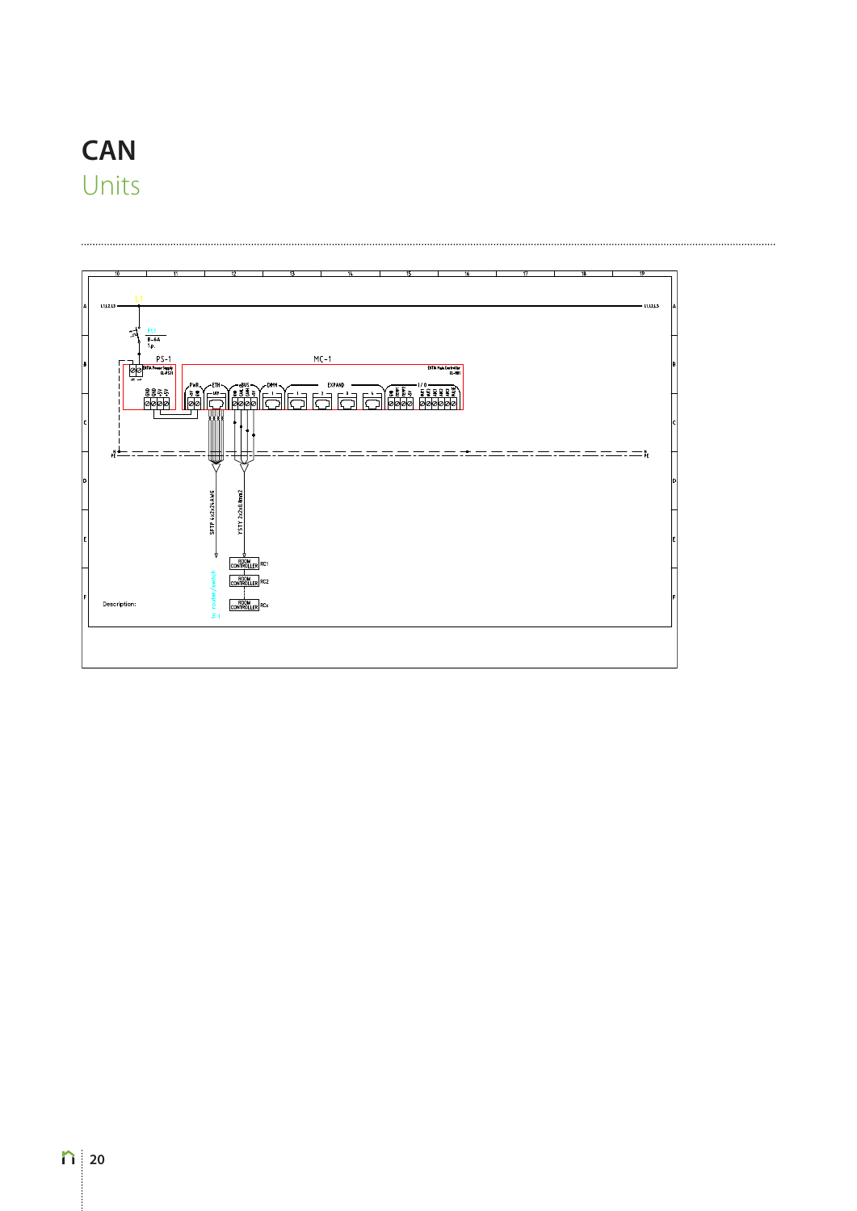# CAN

## Units

| 10 | 11 | 12 | 13 | 14 | 15 | 16 | 17 | 18 | 19 |
|---|---|---|---|---|---|---|---|---|---|

L1,L2,L3

L1

F1.1
B-6A
1p.

PS-1
EXTA Power Supply
EL-PS11

N L

GND GND +5V +5V

MC-1
EXTA Main Controller
EL-MR1

PWR ETH eBUS DMX EXPAND I/O

1 2 3 4

N
PE

SFTP 4x2x24AWG

YSTY 2x2x0,8mm2

to router/switch

ROOM CONTROLLER RC1

ROOM CONTROLLER RC2

ROOM CONTROLLER RCx

Description: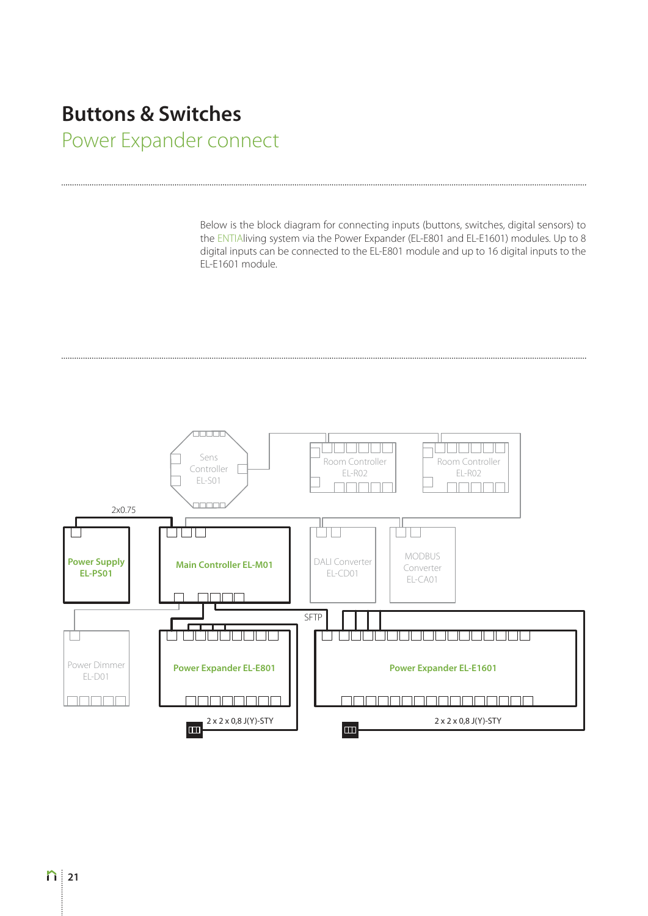# Buttons & Switches

## Power Expander connect

Below is the block diagram for connecting inputs (buttons, switches, digital sensors) to the ENTIAliving system via the Power Expander (EL-E801 and EL-E1601) modules. Up to 8 digital inputs can be connected to the EL-E801 module and up to 16 digital inputs to the EL-E1601 module.

Sens Controller EL-S01

Room Controller EL-R02

Room Controller EL-R02

2x0.75

Power Supply EL-PS01

Main Controller EL-M01

DALI Converter EL-CD01

MODBUS Converter EL-CA01

SFTP

Power Dimmer EL-D01

Power Expander EL-E801

Power Expander EL-E1601

2 x 2 x 0,8 J(Y)-STY

2 x 2 x 0,8 J(Y)-STY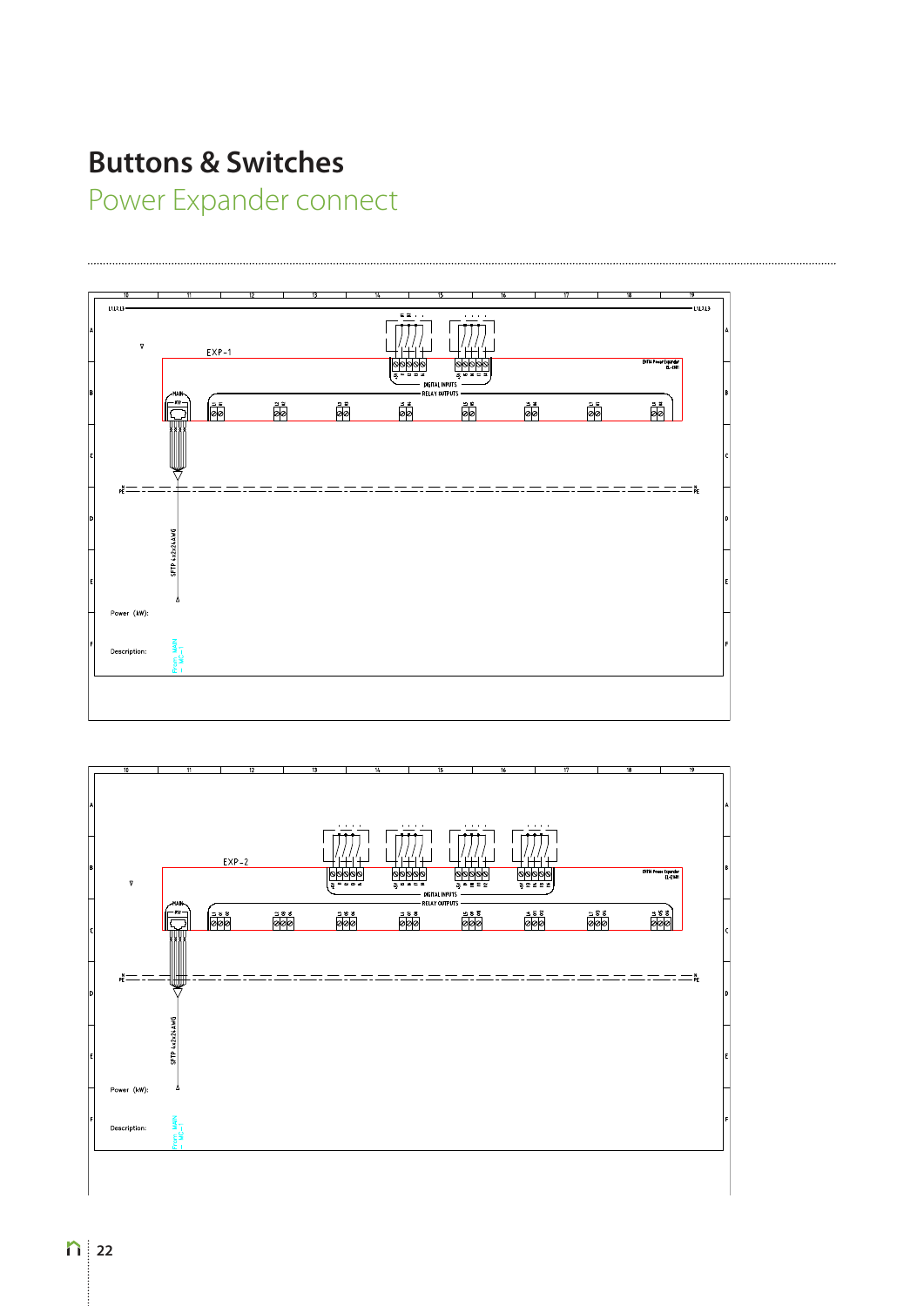# Buttons & Switches

## Power Expander connect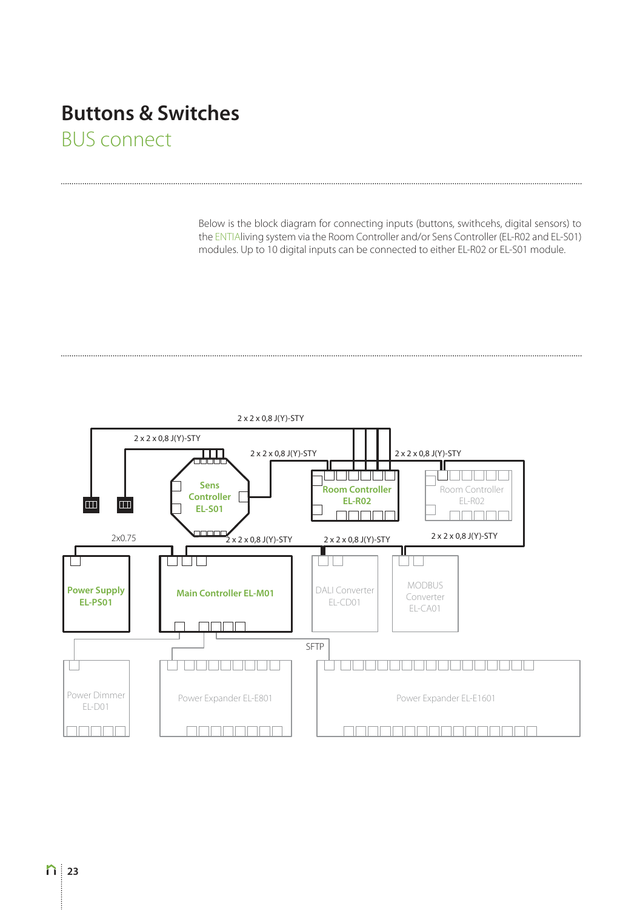# Buttons & Switches

## BUS connect

Below is the block diagram for connecting inputs (buttons, swithcehs, digital sensors) to the ENTIAliving system via the Room Controller and/or Sens Controller (EL-R02 and EL-S01) modules. Up to 10 digital inputs can be connected to either EL-R02 or EL-S01 module.

2 x 2 x 0,8 J(Y)-STY

2 x 2 x 0,8 J(Y)-STY

2 x 2 x 0,8 J(Y)-STY

2 x 2 x 0,8 J(Y)-STY

Sens Controller EL-S01

Room Controller EL-R02

Room Controller EL-R02

2x0.75

2 x 2 x 0,8 J(Y)-STY

2 x 2 x 0,8 J(Y)-STY

2 x 2 x 0,8 J(Y)-STY

Power Supply EL-PS01

Main Controller EL-M01

DALI Converter EL-CD01

MODBUS Converter EL-CA01

SFTP

Power Dimmer EL-D01

Power Expander EL-E801

Power Expander EL-E1601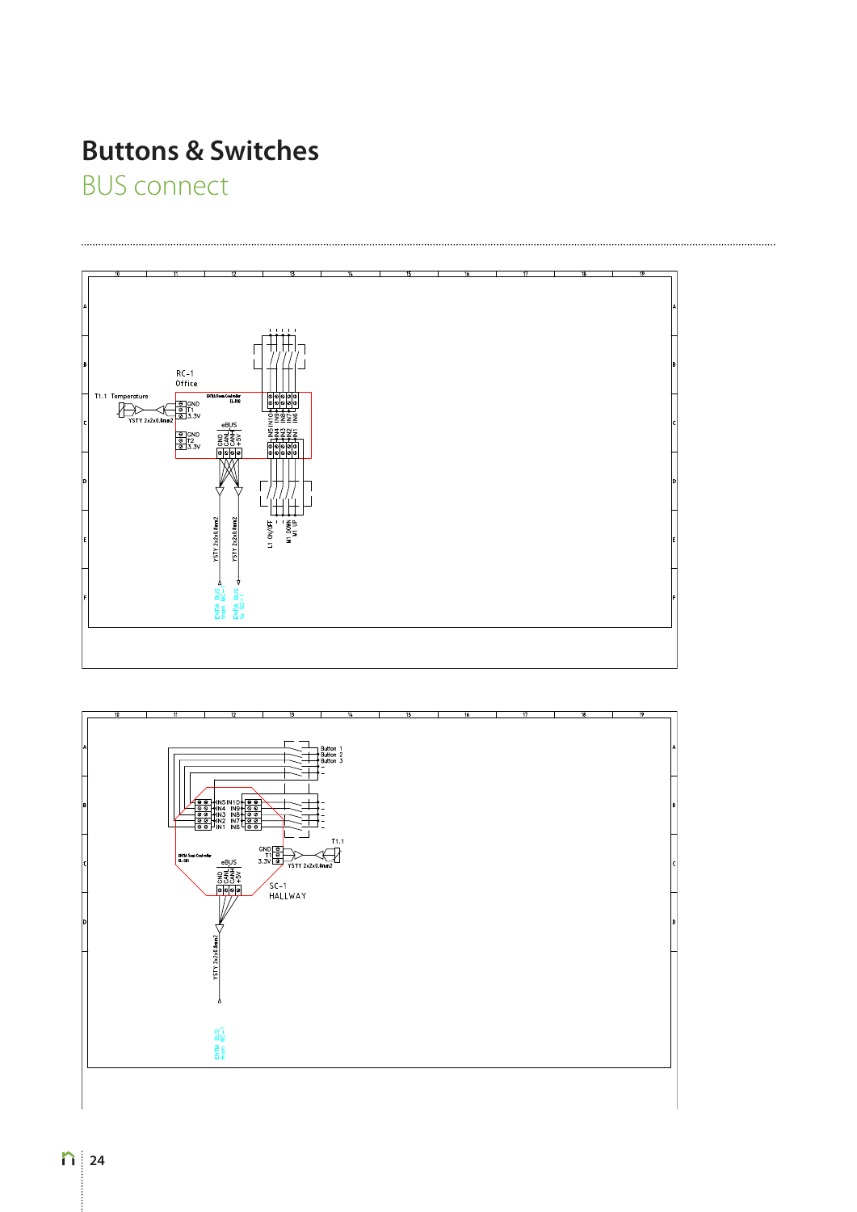# Buttons & Switches

## BUS connect

RC-1
Office

T1.1 Temperature

YSTY 2x2x0.8mm2

GND
T1
3.3V

GND
T2
3.3V

eBUS
GND
CANL
CANH
+5V

IN5 IN10
IN4 IN9
IN3 IN8
IN2 IN7
IN1 IN6

L1 ON/OFF
M1 DOWN
M1 UP

YSTY 2x2x0.8mm2
YSTY 2x2x0.8mm2

ENTIA BUS from MC-1
ENTIA BUS to SC-1

Button 1
Button 2
Button 3

IN5 IN10
IN4 IN9
IN3 IN8
IN2 IN7
IN1 IN6

GND
T1
3.3V

T1.1

YSTY 2x2x0.8mm2

eBUS
GND
CANL
CANH
+5V

SC-1
HALLWAY

YSTY 2x2x0.8mm2

ENTIA BUS from RC-1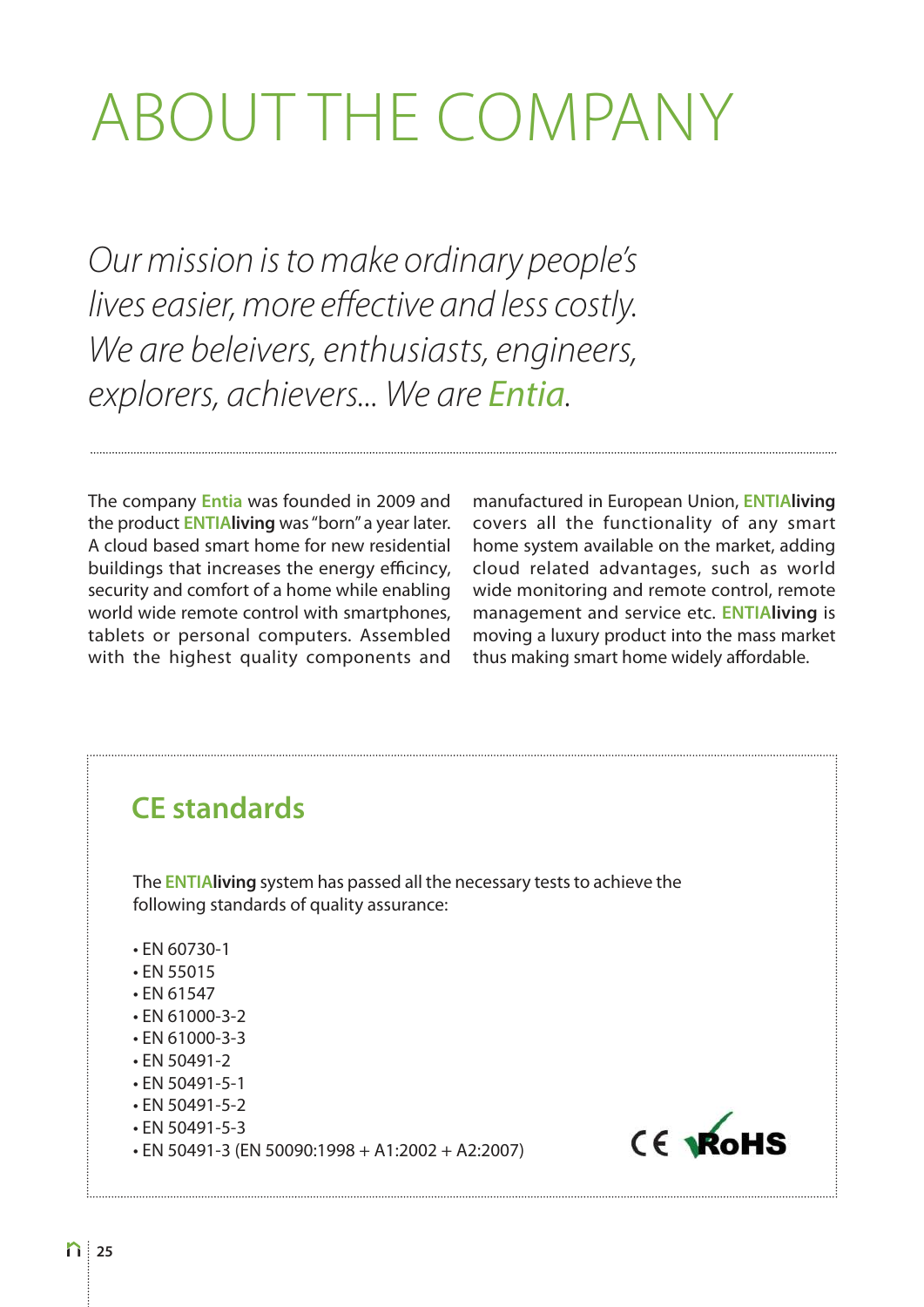# ABOUT THE COMPANY

*Our mission is to make ordinary people's lives easier, more effective and less costly. We are beleivers, enthusiasts, engineers, explorers, achievers... We are Entia.*

The company Entia was founded in 2009 and the product ENTIA**living** was "born" a year later. A cloud based smart home for new residential buildings that increases the energy efficincy, security and comfort of a home while enabling world wide remote control with smartphones, tablets or personal computers. Assembled with the highest quality components and manufactured in European Union, ENTIA**living** covers all the functionality of any smart home system available on the market, adding cloud related advantages, such as world wide monitoring and remote control, remote management and service etc. ENTIA**living** is moving a luxury product into the mass market thus making smart home widely affordable.

## CE standards

The ENTIA**living** system has passed all the necessary tests to achieve the following standards of quality assurance:

- EN 60730-1
- EN 55015
- EN 61547
- EN 61000-3-2
- EN 61000-3-3
- EN 50491-2
- EN 50491-5-1
- EN 50491-5-2
- EN 50491-5-3
- EN 50491-3 (EN 50090:1998 + A1:2002 + A2:2007)

CE RoHS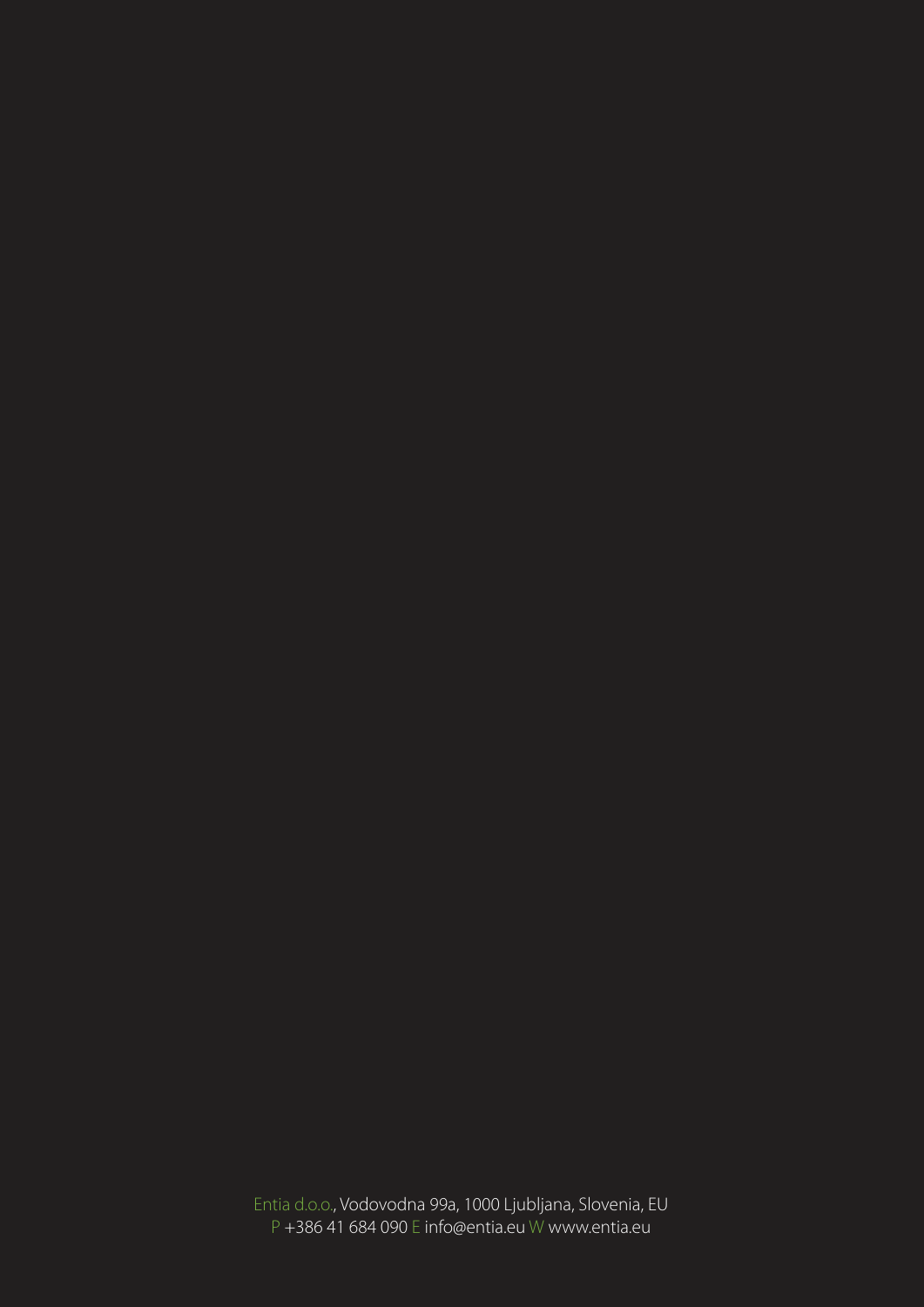Entia d.o.o., Vodovodna 99a, 1000 Ljubljana, Slovenia, EU
P +386 41 684 090 E info@entia.eu W www.entia.eu